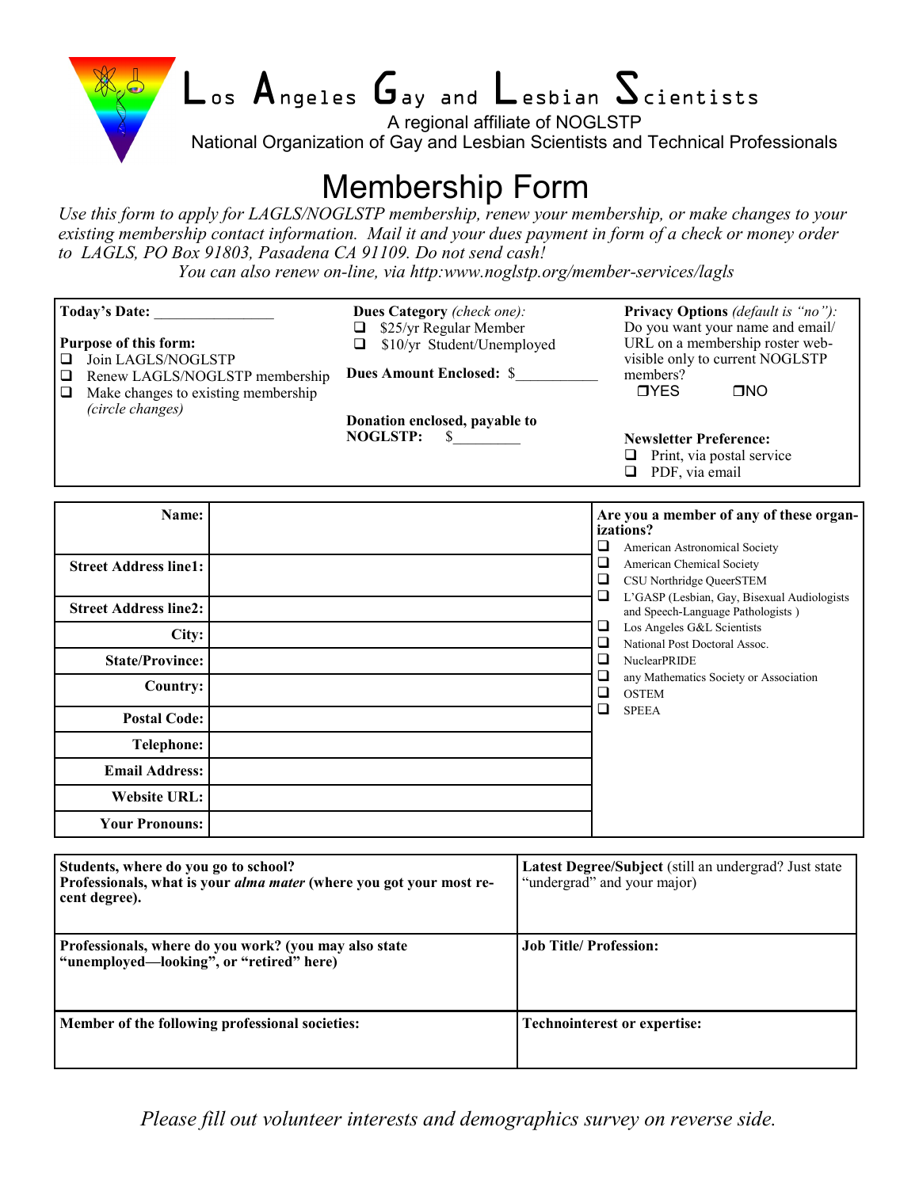# Los Angeles Gay and Lesbian Scientists

A regional affiliate of NOGLSTP
National Organization of Gay and Lesbian Scientists and Technical Professionals

## Membership Form

*Use this form to apply for LAGLS/NOGLSTP membership, renew your membership, or make changes to your existing membership contact information. Mail it and your dues payment in form of a check or money order to LAGLS, PO Box 91803, Pasadena CA 91109. Do not send cash!*
*You can also renew on-line, via http:www.noglstp.org/member-services/lagls*

**Today's Date:** ________________

**Purpose of this form:**
- ❑ Join LAGLS/NOGLSTP
- ❑ Renew LAGLS/NOGLSTP membership
- ❑ Make changes to existing membership *(circle changes)*

**Dues Category** *(check one):*
- ❑ $25/yr Regular Member
- ❑ $10/yr Student/Unemployed

**Dues Amount Enclosed:** $___________

**Donation enclosed, payable to NOGLSTP:** $_________

**Privacy Options** *(default is "no"):* Do you want your name and email/ URL on a membership roster web-visible only to current NOGLSTP members?
❑YES ❑NO

**Newsletter Preference:**
- ❑ Print, via postal service
- ❑ PDF, via email

| | |
|---|---|
| **Name:** | |
| **Street Address line1:** | |
| **Street Address line2:** | |
| **City:** | |
| **State/Province:** | |
| **Country:** | |
| **Postal Code:** | |
| **Telephone:** | |
| **Email Address:** | |
| **Website URL:** | |
| **Your Pronouns:** | |

**Are you a member of any of these organizations?**
- ❑ American Astronomical Society
- ❑ American Chemical Society
- ❑ CSU Northridge QueerSTEM
- ❑ L'GASP (Lesbian, Gay, Bisexual Audiologists and Speech-Language Pathologists )
- ❑ Los Angeles G&L Scientists
- ❑ National Post Doctoral Assoc.
- ❑ NuclearPRIDE
- ❑ any Mathematics Society or Association
- ❑ OSTEM
- ❑ SPEEA

| | |
|---|---|
| **Students, where do you go to school?** **Professionals, what is your *alma mater* (where you got your most recent degree).** | **Latest Degree/Subject** (still an undergrad? Just state "undergrad" and your major) |
| **Professionals, where do you work? (you may also state "unemployed—looking", or "retired" here)** | **Job Title/ Profession:** |
| **Member of the following professional societies:** | **Technointerest or expertise:** |

*Please fill out volunteer interests and demographics survey on reverse side.*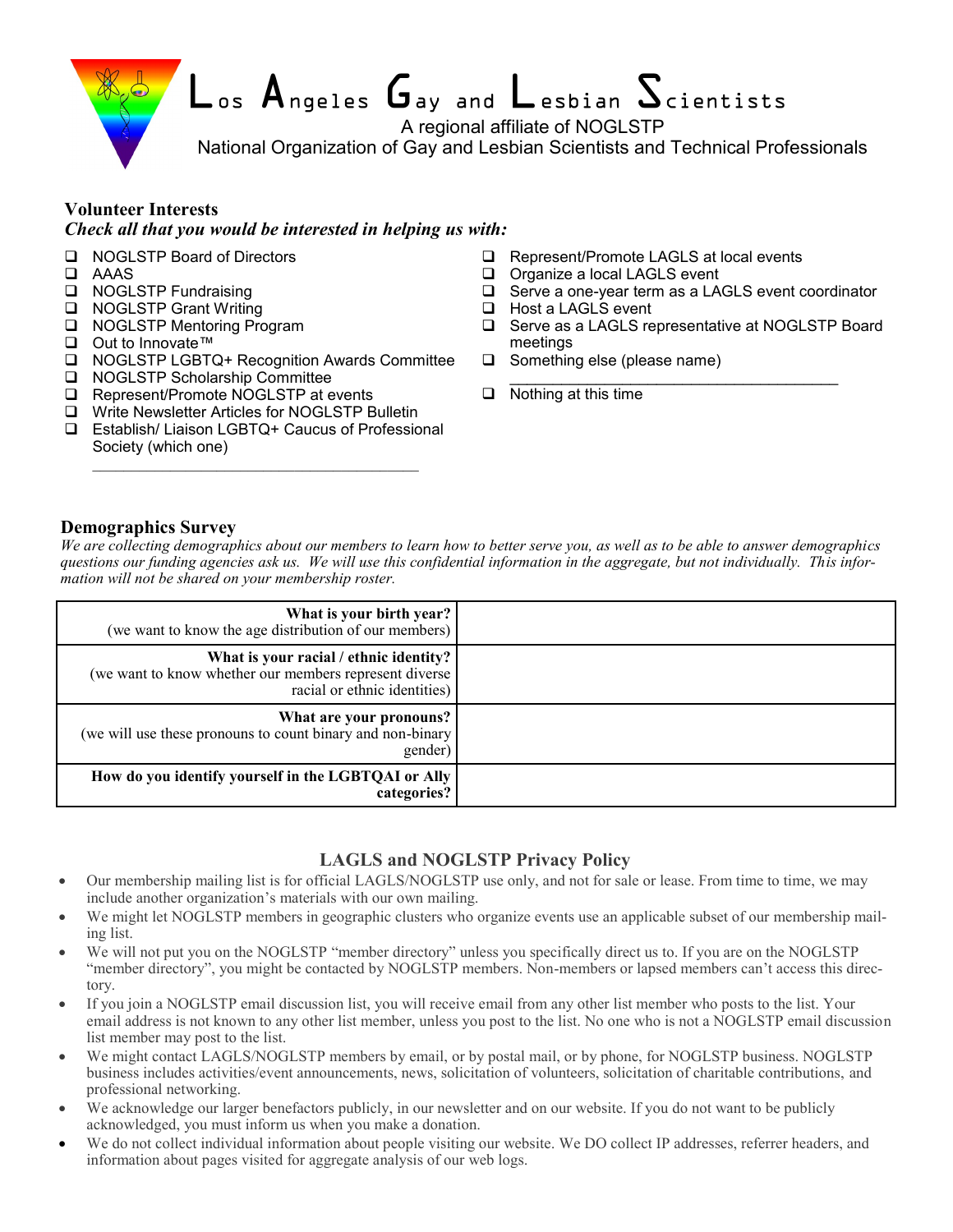# Los Angeles Gay and Lesbian Scientists

A regional affiliate of NOGLSTP

National Organization of Gay and Lesbian Scientists and Technical Professionals

**Volunteer Interests**

***Check all that you would be interested in helping us with:***

- ❑ NOGLSTP Board of Directors
- ❑ AAAS
- ❑ NOGLSTP Fundraising
- ❑ NOGLSTP Grant Writing
- ❑ NOGLSTP Mentoring Program
- ❑ Out to Innovate™
- ❑ NOGLSTP LGBTQ+ Recognition Awards Committee
- ❑ NOGLSTP Scholarship Committee
- ❑ Represent/Promote NOGLSTP at events
- ❑ Write Newsletter Articles for NOGLSTP Bulletin
- ❑ Establish/ Liaison LGBTQ+ Caucus of Professional Society (which one) \_\_\_\_\_\_\_\_\_\_\_\_\_\_\_\_\_\_\_\_\_\_\_\_\_\_\_\_\_\_\_\_\_\_\_\_\_\_\_\_
- ❑ Represent/Promote LAGLS at local events
- ❑ Organize a local LAGLS event
- ❑ Serve a one-year term as a LAGLS event coordinator
- ❑ Host a LAGLS event
- ❑ Serve as a LAGLS representative at NOGLSTP Board meetings
- ❑ Something else (please name) \_\_\_\_\_\_\_\_\_\_\_\_\_\_\_\_\_\_\_\_\_\_\_\_\_\_\_\_\_\_\_\_\_\_\_\_\_\_\_\_
- ❑ Nothing at this time

**Demographics Survey**

*We are collecting demographics about our members to learn how to better serve you, as well as to be able to answer demographics questions our funding agencies ask us. We will use this confidential information in the aggregate, but not individually. This information will not be shared on your membership roster.*

| | |
|---|---|
| **What is your birth year?** (we want to know the age distribution of our members) | |
| **What is your racial / ethnic identity?** (we want to know whether our members represent diverse racial or ethnic identities) | |
| **What are your pronouns?** (we will use these pronouns to count binary and non-binary gender) | |
| **How do you identify yourself in the LGBTQAI or Ally categories?** | |

## LAGLS and NOGLSTP Privacy Policy

- Our membership mailing list is for official LAGLS/NOGLSTP use only, and not for sale or lease. From time to time, we may include another organization's materials with our own mailing.
- We might let NOGLSTP members in geographic clusters who organize events use an applicable subset of our membership mailing list.
- We will not put you on the NOGLSTP "member directory" unless you specifically direct us to. If you are on the NOGLSTP "member directory", you might be contacted by NOGLSTP members. Non-members or lapsed members can't access this directory.
- If you join a NOGLSTP email discussion list, you will receive email from any other list member who posts to the list. Your email address is not known to any other list member, unless you post to the list. No one who is not a NOGLSTP email discussion list member may post to the list.
- We might contact LAGLS/NOGLSTP members by email, or by postal mail, or by phone, for NOGLSTP business. NOGLSTP business includes activities/event announcements, news, solicitation of volunteers, solicitation of charitable contributions, and professional networking.
- We acknowledge our larger benefactors publicly, in our newsletter and on our website. If you do not want to be publicly acknowledged, you must inform us when you make a donation.
- We do not collect individual information about people visiting our website. We DO collect IP addresses, referrer headers, and information about pages visited for aggregate analysis of our web logs.